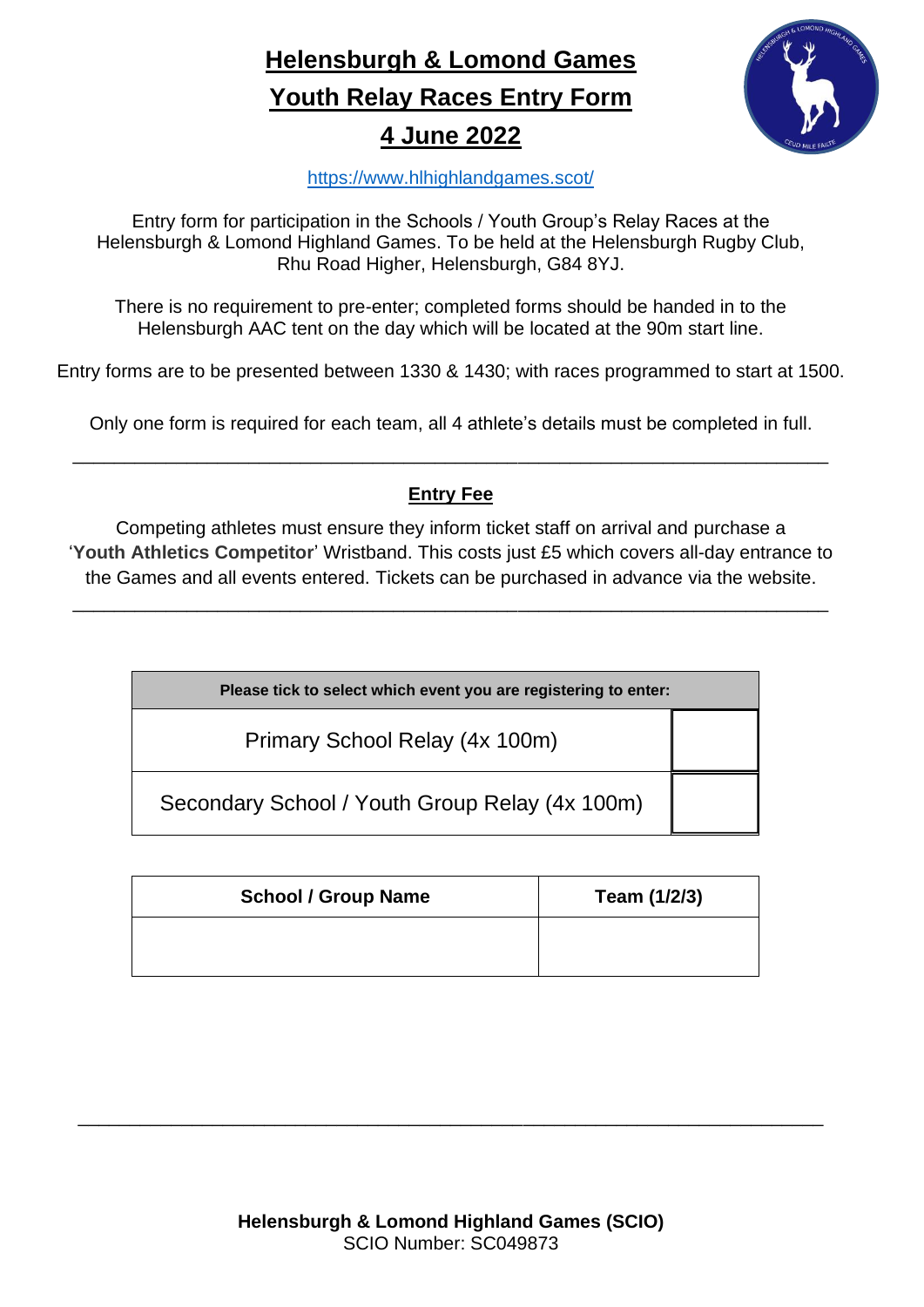# Helensburgh & Lomond Games

# Youth Relay Races Entry Form

# 4 June 2022

https://www.hlhighlandgames.scot/

Entry form for participation in the Schools / Youth Group's Relay Races at the Helensburgh & Lomond Highland Games. To be held at the Helensburgh Rugby Club, Rhu Road Higher, Helensburgh, G84 8YJ.

There is no requirement to pre-enter; completed forms should be handed in to the Helensburgh AAC tent on the day which will be located at the 90m start line.

Entry forms are to be presented between 1330 & 1430; with races programmed to start at 1500.

Only one form is required for each team, all 4 athlete's details must be completed in full.

---

## Entry Fee

Competing athletes must ensure they inform ticket staff on arrival and purchase a '**Youth Athletics Competitor**' Wristband. This costs just £5 which covers all-day entrance to the Games and all events entered. Tickets can be purchased in advance via the website.

---

| Please tick to select which event you are registering to enter: | |
|---|---|
| Primary School Relay (4x 100m) | |
| Secondary School / Youth Group Relay (4x 100m) | |

| School / Group Name | Team (1/2/3) |
|---|---|
| | |

---

**Helensburgh & Lomond Highland Games (SCIO)**
SCIO Number: SC049873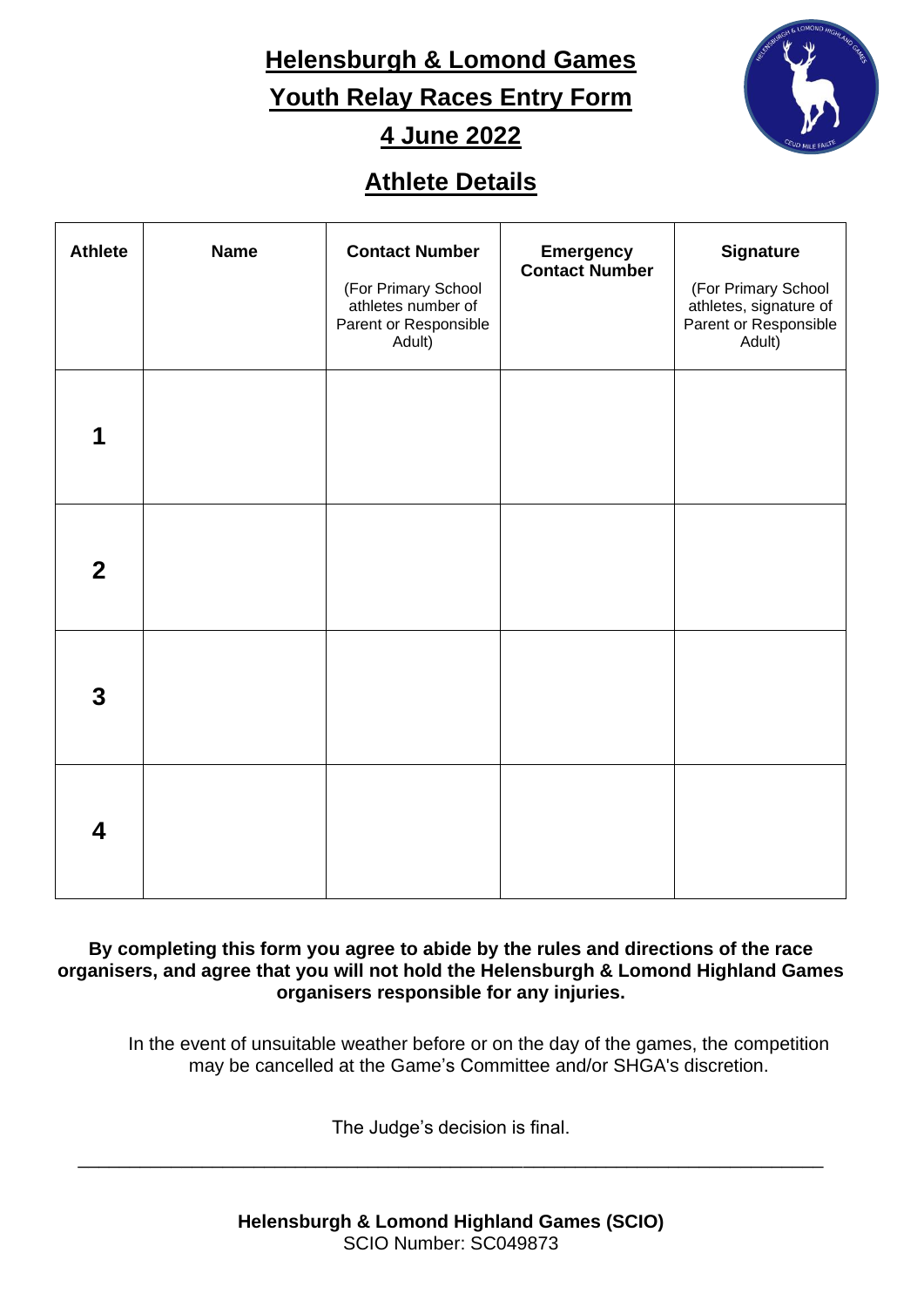**Helensburgh & Lomond Games**

**Youth Relay Races Entry Form**

**4 June 2022**

## Athlete Details

| Athlete | Name | Contact Number (For Primary School athletes number of Parent or Responsible Adult) | Emergency Contact Number | Signature (For Primary School athletes, signature of Parent or Responsible Adult) |
|---|---|---|---|---|
| **1** | | | | |
| **2** | | | | |
| **3** | | | | |
| **4** | | | | |

**By completing this form you agree to abide by the rules and directions of the race organisers, and agree that you will not hold the Helensburgh & Lomond Highland Games organisers responsible for any injuries.**

In the event of unsuitable weather before or on the day of the games, the competition may be cancelled at the Game's Committee and/or SHGA's discretion.

The Judge's decision is final.

---

**Helensburgh & Lomond Highland Games (SCIO)**
SCIO Number: SC049873